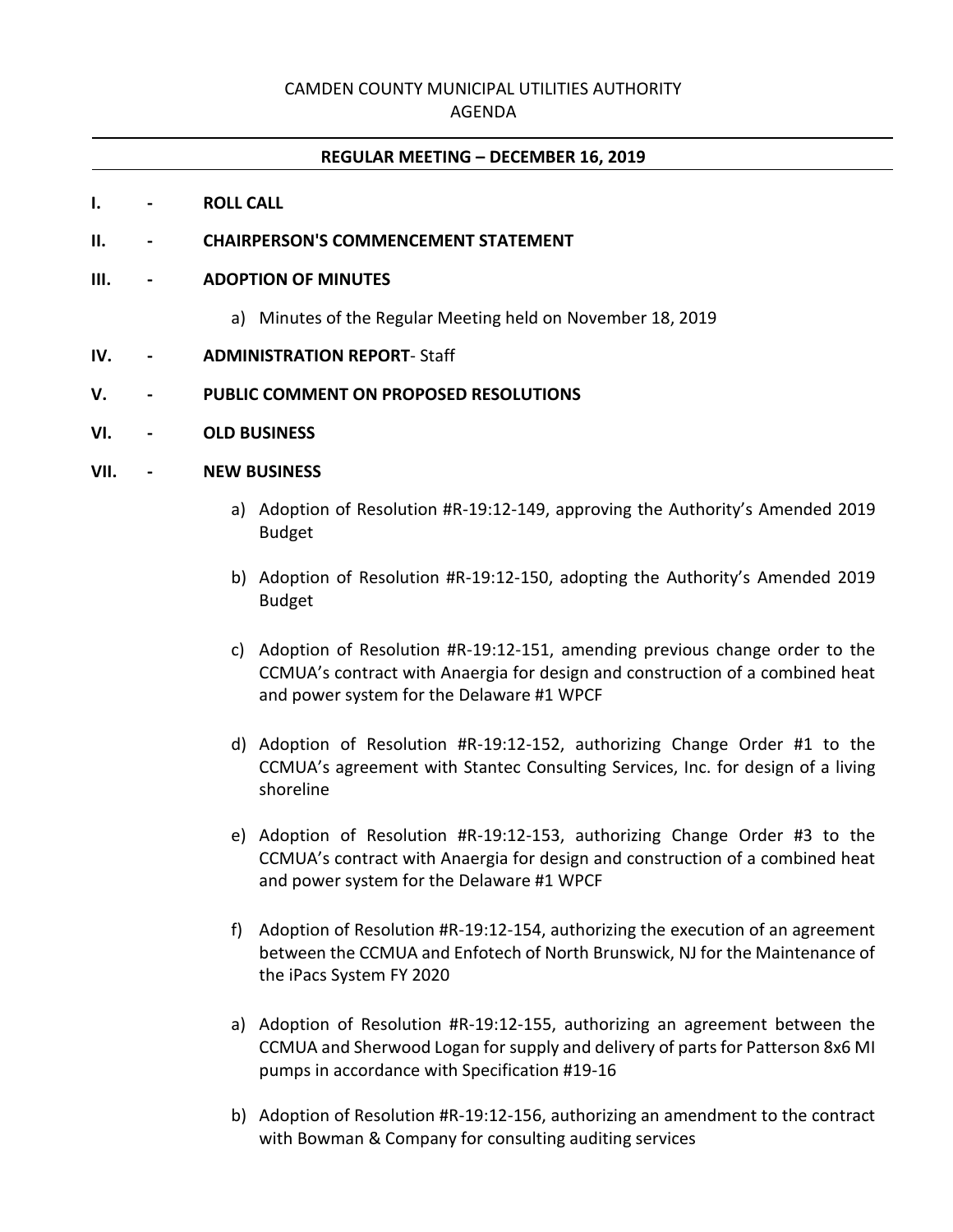CAMDEN COUNTY MUNICIPAL UTILITIES AUTHORITY
AGENDA

---

**REGULAR MEETING – DECEMBER 16, 2019**

---

**I. - ROLL CALL**

**II. - CHAIRPERSON'S COMMENCEMENT STATEMENT**

**III. - ADOPTION OF MINUTES**

a) Minutes of the Regular Meeting held on November 18, 2019

**IV. - ADMINISTRATION REPORT**- Staff

**V. - PUBLIC COMMENT ON PROPOSED RESOLUTIONS**

**VI. - OLD BUSINESS**

**VII. - NEW BUSINESS**

a) Adoption of Resolution #R-19:12-149, approving the Authority's Amended 2019 Budget

b) Adoption of Resolution #R-19:12-150, adopting the Authority's Amended 2019 Budget

c) Adoption of Resolution #R-19:12-151, amending previous change order to the CCMUA's contract with Anaergia for design and construction of a combined heat and power system for the Delaware #1 WPCF

d) Adoption of Resolution #R-19:12-152, authorizing Change Order #1 to the CCMUA's agreement with Stantec Consulting Services, Inc. for design of a living shoreline

e) Adoption of Resolution #R-19:12-153, authorizing Change Order #3 to the CCMUA's contract with Anaergia for design and construction of a combined heat and power system for the Delaware #1 WPCF

f) Adoption of Resolution #R-19:12-154, authorizing the execution of an agreement between the CCMUA and Enfotech of North Brunswick, NJ for the Maintenance of the iPacs System FY 2020

a) Adoption of Resolution #R-19:12-155, authorizing an agreement between the CCMUA and Sherwood Logan for supply and delivery of parts for Patterson 8x6 MI pumps in accordance with Specification #19-16

b) Adoption of Resolution #R-19:12-156, authorizing an amendment to the contract with Bowman & Company for consulting auditing services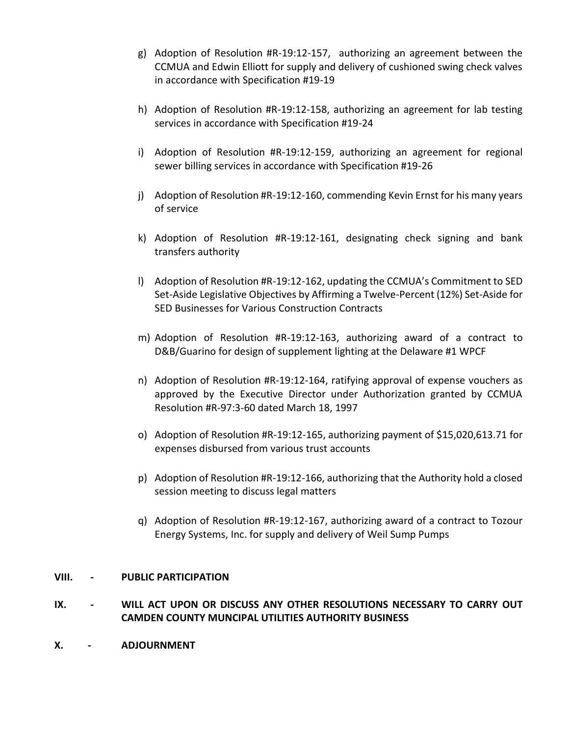g) Adoption of Resolution #R-19:12-157, authorizing an agreement between the CCMUA and Edwin Elliott for supply and delivery of cushioned swing check valves in accordance with Specification #19-19

h) Adoption of Resolution #R-19:12-158, authorizing an agreement for lab testing services in accordance with Specification #19-24

i) Adoption of Resolution #R-19:12-159, authorizing an agreement for regional sewer billing services in accordance with Specification #19-26

j) Adoption of Resolution #R-19:12-160, commending Kevin Ernst for his many years of service

k) Adoption of Resolution #R-19:12-161, designating check signing and bank transfers authority

l) Adoption of Resolution #R-19:12-162, updating the CCMUA's Commitment to SED Set-Aside Legislative Objectives by Affirming a Twelve-Percent (12%) Set-Aside for SED Businesses for Various Construction Contracts

m) Adoption of Resolution #R-19:12-163, authorizing award of a contract to D&B/Guarino for design of supplement lighting at the Delaware #1 WPCF

n) Adoption of Resolution #R-19:12-164, ratifying approval of expense vouchers as approved by the Executive Director under Authorization granted by CCMUA Resolution #R-97:3-60 dated March 18, 1997

o) Adoption of Resolution #R-19:12-165, authorizing payment of $15,020,613.71 for expenses disbursed from various trust accounts

p) Adoption of Resolution #R-19:12-166, authorizing that the Authority hold a closed session meeting to discuss legal matters

q) Adoption of Resolution #R-19:12-167, authorizing award of a contract to Tozour Energy Systems, Inc. for supply and delivery of Weil Sump Pumps

**VIII. - PUBLIC PARTICIPATION**

**IX. - WILL ACT UPON OR DISCUSS ANY OTHER RESOLUTIONS NECESSARY TO CARRY OUT CAMDEN COUNTY MUNCIPAL UTILITIES AUTHORITY BUSINESS**

**X. - ADJOURNMENT**